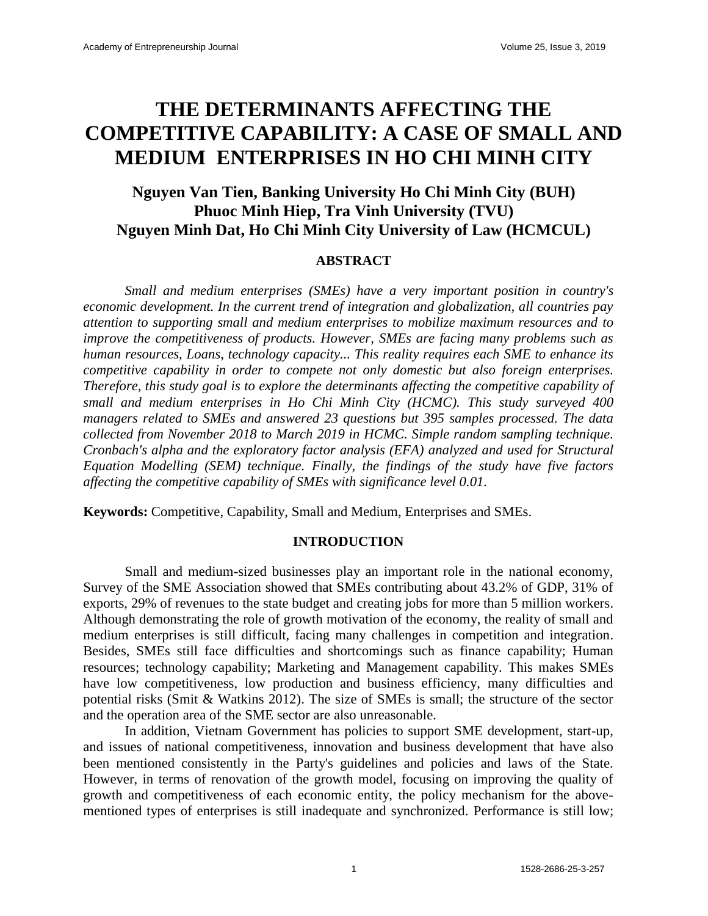# THE DETERMINANTS AFFECTING THE COMPETITIVE CAPABILITY: A CASE OF SMALL AND MEDIUM ENTERPRISES IN HO CHI MINH CITY

**Nguyen Van Tien, Banking University Ho Chi Minh City (BUH)**
**Phuoc Minh Hiep, Tra Vinh University (TVU)**
**Nguyen Minh Dat, Ho Chi Minh City University of Law (HCMCUL)**

## ABSTRACT

*Small and medium enterprises (SMEs) have a very important position in country's economic development. In the current trend of integration and globalization, all countries pay attention to supporting small and medium enterprises to mobilize maximum resources and to improve the competitiveness of products. However, SMEs are facing many problems such as human resources, Loans, technology capacity... This reality requires each SME to enhance its competitive capability in order to compete not only domestic but also foreign enterprises. Therefore, this study goal is to explore the determinants affecting the competitive capability of small and medium enterprises in Ho Chi Minh City (HCMC). This study surveyed 400 managers related to SMEs and answered 23 questions but 395 samples processed. The data collected from November 2018 to March 2019 in HCMC. Simple random sampling technique. Cronbach's alpha and the exploratory factor analysis (EFA) analyzed and used for Structural Equation Modelling (SEM) technique. Finally, the findings of the study have five factors affecting the competitive capability of SMEs with significance level 0.01.*

**Keywords:** Competitive, Capability, Small and Medium, Enterprises and SMEs.

## INTRODUCTION

Small and medium-sized businesses play an important role in the national economy, Survey of the SME Association showed that SMEs contributing about 43.2% of GDP, 31% of exports, 29% of revenues to the state budget and creating jobs for more than 5 million workers. Although demonstrating the role of growth motivation of the economy, the reality of small and medium enterprises is still difficult, facing many challenges in competition and integration. Besides, SMEs still face difficulties and shortcomings such as finance capability; Human resources; technology capability; Marketing and Management capability. This makes SMEs have low competitiveness, low production and business efficiency, many difficulties and potential risks (Smit & Watkins 2012). The size of SMEs is small; the structure of the sector and the operation area of the SME sector are also unreasonable.

In addition, Vietnam Government has policies to support SME development, start-up, and issues of national competitiveness, innovation and business development that have also been mentioned consistently in the Party's guidelines and policies and laws of the State. However, in terms of renovation of the growth model, focusing on improving the quality of growth and competitiveness of each economic entity, the policy mechanism for the above-mentioned types of enterprises is still inadequate and synchronized. Performance is still low;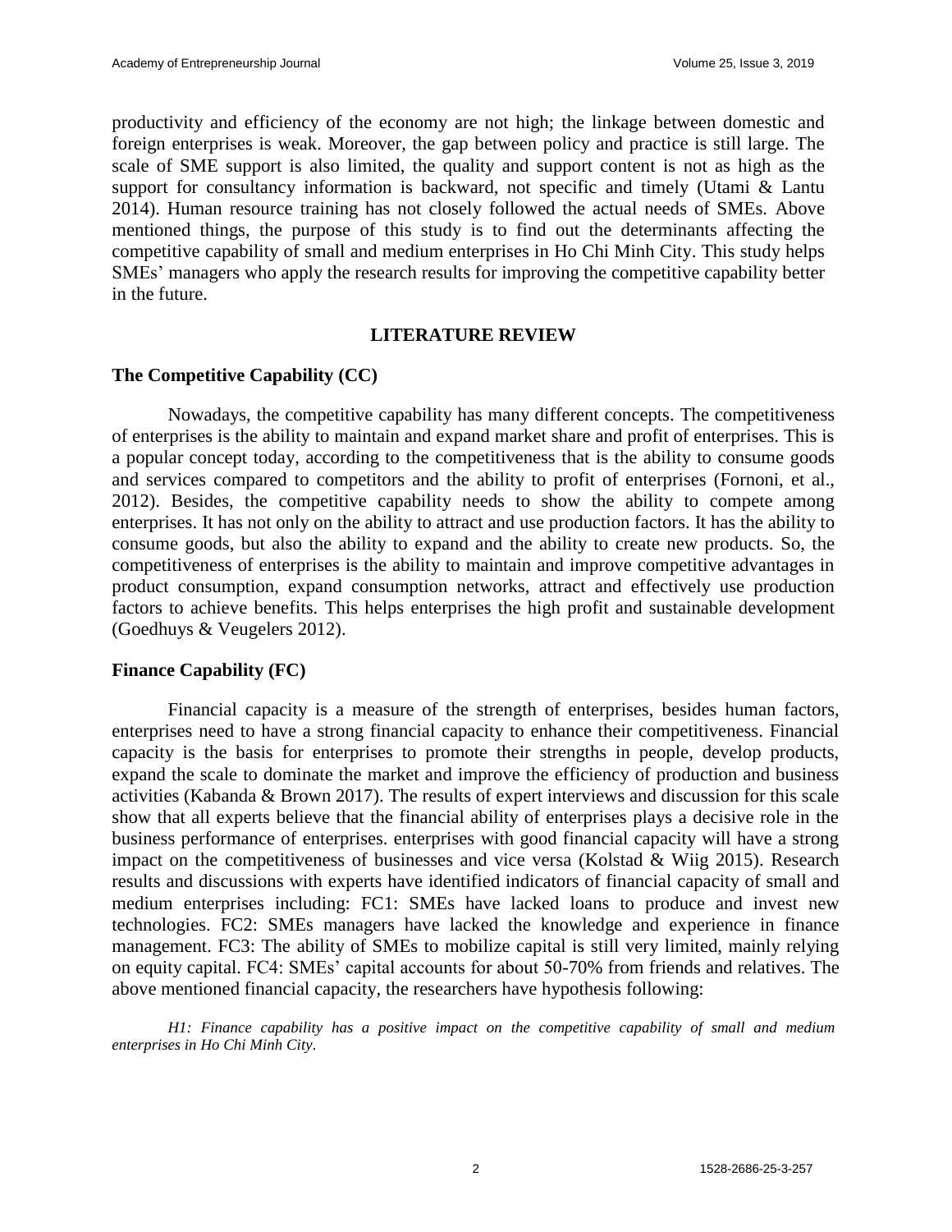productivity and efficiency of the economy are not high; the linkage between domestic and foreign enterprises is weak. Moreover, the gap between policy and practice is still large. The scale of SME support is also limited, the quality and support content is not as high as the support for consultancy information is backward, not specific and timely (Utami & Lantu 2014). Human resource training has not closely followed the actual needs of SMEs. Above mentioned things, the purpose of this study is to find out the determinants affecting the competitive capability of small and medium enterprises in Ho Chi Minh City. This study helps SMEs' managers who apply the research results for improving the competitive capability better in the future.

## LITERATURE REVIEW

### The Competitive Capability (CC)

Nowadays, the competitive capability has many different concepts. The competitiveness of enterprises is the ability to maintain and expand market share and profit of enterprises. This is a popular concept today, according to the competitiveness that is the ability to consume goods and services compared to competitors and the ability to profit of enterprises (Fornoni, et al., 2012). Besides, the competitive capability needs to show the ability to compete among enterprises. It has not only on the ability to attract and use production factors. It has the ability to consume goods, but also the ability to expand and the ability to create new products. So, the competitiveness of enterprises is the ability to maintain and improve competitive advantages in product consumption, expand consumption networks, attract and effectively use production factors to achieve benefits. This helps enterprises the high profit and sustainable development (Goedhuys & Veugelers 2012).

### Finance Capability (FC)

Financial capacity is a measure of the strength of enterprises, besides human factors, enterprises need to have a strong financial capacity to enhance their competitiveness. Financial capacity is the basis for enterprises to promote their strengths in people, develop products, expand the scale to dominate the market and improve the efficiency of production and business activities (Kabanda & Brown 2017). The results of expert interviews and discussion for this scale show that all experts believe that the financial ability of enterprises plays a decisive role in the business performance of enterprises. enterprises with good financial capacity will have a strong impact on the competitiveness of businesses and vice versa (Kolstad & Wiig 2015). Research results and discussions with experts have identified indicators of financial capacity of small and medium enterprises including: FC1: SMEs have lacked loans to produce and invest new technologies. FC2: SMEs managers have lacked the knowledge and experience in finance management. FC3: The ability of SMEs to mobilize capital is still very limited, mainly relying on equity capital. FC4: SMEs' capital accounts for about 50-70% from friends and relatives. The above mentioned financial capacity, the researchers have hypothesis following:

*H1: Finance capability has a positive impact on the competitive capability of small and medium enterprises in Ho Chi Minh City.*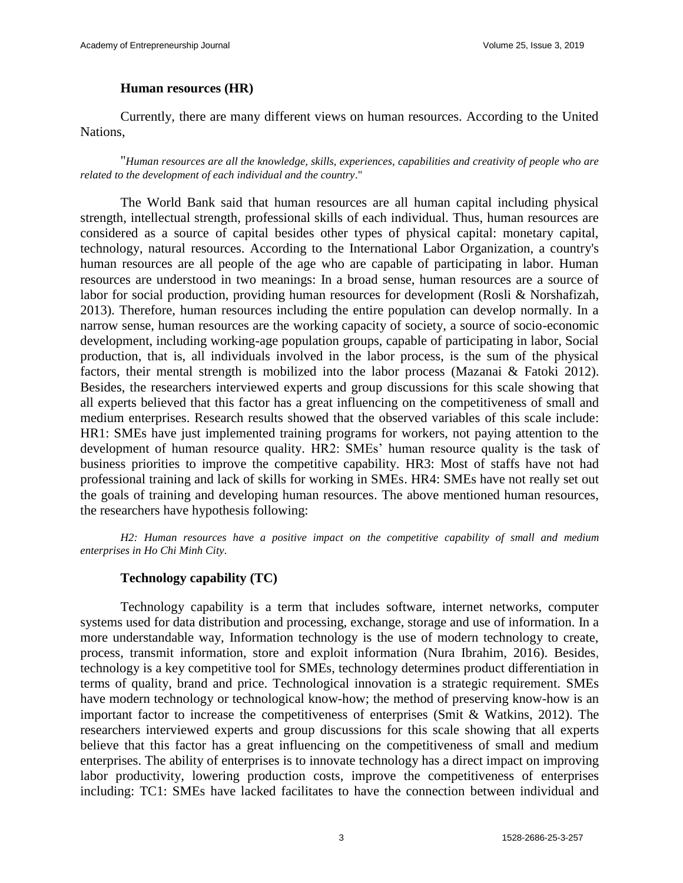### Human resources (HR)

Currently, there are many different views on human resources. According to the United Nations,

"*Human resources are all the knowledge, skills, experiences, capabilities and creativity of people who are related to the development of each individual and the country*."

The World Bank said that human resources are all human capital including physical strength, intellectual strength, professional skills of each individual. Thus, human resources are considered as a source of capital besides other types of physical capital: monetary capital, technology, natural resources. According to the International Labor Organization, a country's human resources are all people of the age who are capable of participating in labor. Human resources are understood in two meanings: In a broad sense, human resources are a source of labor for social production, providing human resources for development (Rosli & Norshafizah, 2013). Therefore, human resources including the entire population can develop normally. In a narrow sense, human resources are the working capacity of society, a source of socio-economic development, including working-age population groups, capable of participating in labor, Social production, that is, all individuals involved in the labor process, is the sum of the physical factors, their mental strength is mobilized into the labor process (Mazanai & Fatoki 2012). Besides, the researchers interviewed experts and group discussions for this scale showing that all experts believed that this factor has a great influencing on the competitiveness of small and medium enterprises. Research results showed that the observed variables of this scale include: HR1: SMEs have just implemented training programs for workers, not paying attention to the development of human resource quality. HR2: SMEs' human resource quality is the task of business priorities to improve the competitive capability. HR3: Most of staffs have not had professional training and lack of skills for working in SMEs. HR4: SMEs have not really set out the goals of training and developing human resources. The above mentioned human resources, the researchers have hypothesis following:

*H2: Human resources have a positive impact on the competitive capability of small and medium enterprises in Ho Chi Minh City.*

### Technology capability (TC)

Technology capability is a term that includes software, internet networks, computer systems used for data distribution and processing, exchange, storage and use of information. In a more understandable way, Information technology is the use of modern technology to create, process, transmit information, store and exploit information (Nura Ibrahim, 2016). Besides, technology is a key competitive tool for SMEs, technology determines product differentiation in terms of quality, brand and price. Technological innovation is a strategic requirement. SMEs have modern technology or technological know-how; the method of preserving know-how is an important factor to increase the competitiveness of enterprises (Smit & Watkins, 2012). The researchers interviewed experts and group discussions for this scale showing that all experts believe that this factor has a great influencing on the competitiveness of small and medium enterprises. The ability of enterprises is to innovate technology has a direct impact on improving labor productivity, lowering production costs, improve the competitiveness of enterprises including: TC1: SMEs have lacked facilitates to have the connection between individual and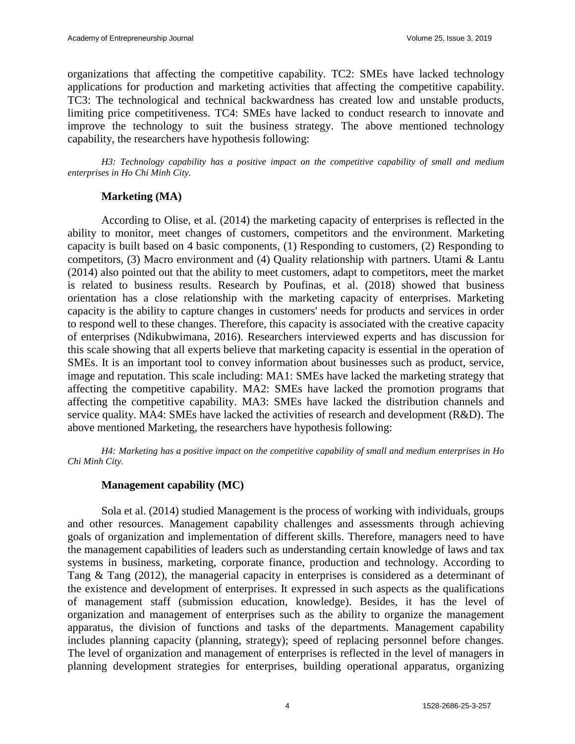organizations that affecting the competitive capability. TC2: SMEs have lacked technology applications for production and marketing activities that affecting the competitive capability. TC3: The technological and technical backwardness has created low and unstable products, limiting price competitiveness. TC4: SMEs have lacked to conduct research to innovate and improve the technology to suit the business strategy. The above mentioned technology capability, the researchers have hypothesis following:

*H3: Technology capability has a positive impact on the competitive capability of small and medium enterprises in Ho Chi Minh City.*

### Marketing (MA)

According to Olise, et al. (2014) the marketing capacity of enterprises is reflected in the ability to monitor, meet changes of customers, competitors and the environment. Marketing capacity is built based on 4 basic components, (1) Responding to customers, (2) Responding to competitors, (3) Macro environment and (4) Quality relationship with partners. Utami & Lantu (2014) also pointed out that the ability to meet customers, adapt to competitors, meet the market is related to business results. Research by Poufinas, et al. (2018) showed that business orientation has a close relationship with the marketing capacity of enterprises. Marketing capacity is the ability to capture changes in customers' needs for products and services in order to respond well to these changes. Therefore, this capacity is associated with the creative capacity of enterprises (Ndikubwimana, 2016). Researchers interviewed experts and has discussion for this scale showing that all experts believe that marketing capacity is essential in the operation of SMEs. It is an important tool to convey information about businesses such as product, service, image and reputation. This scale including: MA1: SMEs have lacked the marketing strategy that affecting the competitive capability. MA2: SMEs have lacked the promotion programs that affecting the competitive capability. MA3: SMEs have lacked the distribution channels and service quality. MA4: SMEs have lacked the activities of research and development (R&D). The above mentioned Marketing, the researchers have hypothesis following:

*H4: Marketing has a positive impact on the competitive capability of small and medium enterprises in Ho Chi Minh City.*

### Management capability (MC)

Sola et al. (2014) studied Management is the process of working with individuals, groups and other resources. Management capability challenges and assessments through achieving goals of organization and implementation of different skills. Therefore, managers need to have the management capabilities of leaders such as understanding certain knowledge of laws and tax systems in business, marketing, corporate finance, production and technology. According to Tang & Tang (2012), the managerial capacity in enterprises is considered as a determinant of the existence and development of enterprises. It expressed in such aspects as the qualifications of management staff (submission education, knowledge). Besides, it has the level of organization and management of enterprises such as the ability to organize the management apparatus, the division of functions and tasks of the departments. Management capability includes planning capacity (planning, strategy); speed of replacing personnel before changes. The level of organization and management of enterprises is reflected in the level of managers in planning development strategies for enterprises, building operational apparatus, organizing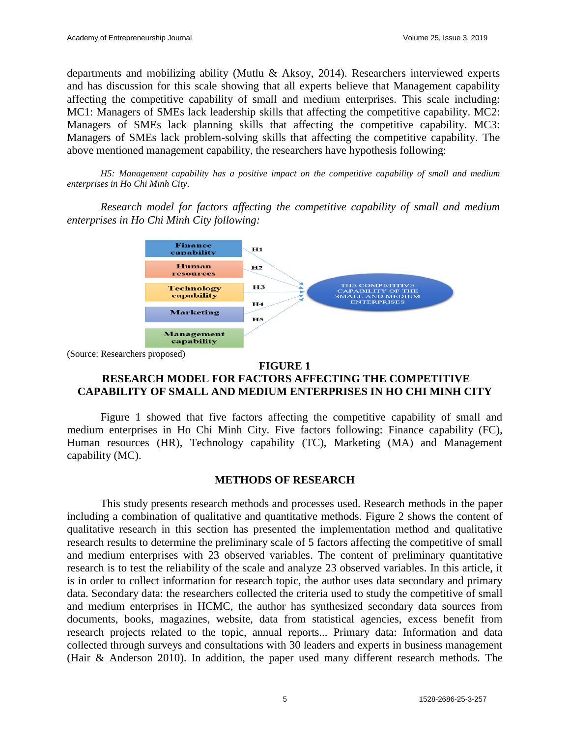departments and mobilizing ability (Mutlu & Aksoy, 2014). Researchers interviewed experts and has discussion for this scale showing that all experts believe that Management capability affecting the competitive capability of small and medium enterprises. This scale including: MC1: Managers of SMEs lack leadership skills that affecting the competitive capability. MC2: Managers of SMEs lack planning skills that affecting the competitive capability. MC3: Managers of SMEs lack problem-solving skills that affecting the competitive capability. The above mentioned management capability, the researchers have hypothesis following:

*H5: Management capability has a positive impact on the competitive capability of small and medium enterprises in Ho Chi Minh City.*

*Research model for factors affecting the competitive capability of small and medium enterprises in Ho Chi Minh City following:*

Finance capability — H1
Human resources — H2
Technology capability — H3
Marketing — H4
Management capability — H5

THE COMPETITIVE CAPABILITY OF THE SMALL AND MEDIUM ENTERPRISES

(Source: Researchers proposed)

**FIGURE 1**
**RESEARCH MODEL FOR FACTORS AFFECTING THE COMPETITIVE CAPABILITY OF SMALL AND MEDIUM ENTERPRISES IN HO CHI MINH CITY**

Figure 1 showed that five factors affecting the competitive capability of small and medium enterprises in Ho Chi Minh City. Five factors following: Finance capability (FC), Human resources (HR), Technology capability (TC), Marketing (MA) and Management capability (MC).

## METHODS OF RESEARCH

This study presents research methods and processes used. Research methods in the paper including a combination of qualitative and quantitative methods. Figure 2 shows the content of qualitative research in this section has presented the implementation method and qualitative research results to determine the preliminary scale of 5 factors affecting the competitive of small and medium enterprises with 23 observed variables. The content of preliminary quantitative research is to test the reliability of the scale and analyze 23 observed variables. In this article, it is in order to collect information for research topic, the author uses data secondary and primary data. Secondary data: the researchers collected the criteria used to study the competitive of small and medium enterprises in HCMC, the author has synthesized secondary data sources from documents, books, magazines, website, data from statistical agencies, excess benefit from research projects related to the topic, annual reports... Primary data: Information and data collected through surveys and consultations with 30 leaders and experts in business management (Hair & Anderson 2010). In addition, the paper used many different research methods. The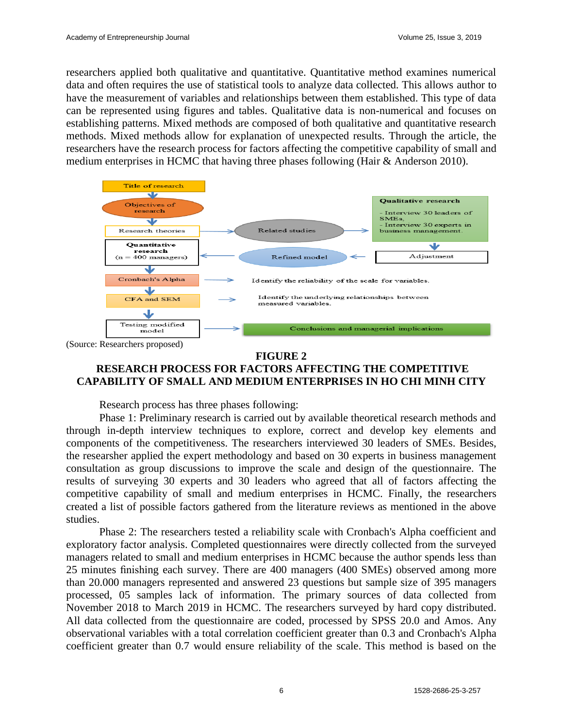researchers applied both qualitative and quantitative. Quantitative method examines numerical data and often requires the use of statistical tools to analyze data collected. This allows author to have the measurement of variables and relationships between them established. This type of data can be represented using figures and tables. Qualitative data is non-numerical and focuses on establishing patterns. Mixed methods are composed of both qualitative and quantitative research methods. Mixed methods allow for explanation of unexpected results. Through the article, the researchers have the research process for factors affecting the competitive capability of small and medium enterprises in HCMC that having three phases following (Hair & Anderson 2010).

Title of research

Objectives of research

Research theories

Related studies

Qualitative research
- Interview 30 leaders of SMEs,
- Interview 30 experts in business management.

Quantitative research (n = 400 managers)

Refined model

Adjustment

Cronbach's Alpha — Identify the reliability of the scale for variables.

CFA and SEM — Identify the underlying relationships between measured variables.

Testing modified model — Conclusions and managerial implications

(Source: Researchers proposed)

**FIGURE 2**
**RESEARCH PROCESS FOR FACTORS AFFECTING THE COMPETITIVE CAPABILITY OF SMALL AND MEDIUM ENTERPRISES IN HO CHI MINH CITY**

Research process has three phases following:

Phase 1: Preliminary research is carried out by available theoretical research methods and through in-depth interview techniques to explore, correct and develop key elements and components of the competitiveness. The researchers interviewed 30 leaders of SMEs. Besides, the researsher applied the expert methodology and based on 30 experts in business management consultation as group discussions to improve the scale and design of the questionnaire. The results of surveying 30 experts and 30 leaders who agreed that all of factors affecting the competitive capability of small and medium enterprises in HCMC. Finally, the researchers created a list of possible factors gathered from the literature reviews as mentioned in the above studies.

Phase 2: The researchers tested a reliability scale with Cronbach's Alpha coefficient and exploratory factor analysis. Completed questionnaires were directly collected from the surveyed managers related to small and medium enterprises in HCMC because the author spends less than 25 minutes finishing each survey. There are 400 managers (400 SMEs) observed among more than 20.000 managers represented and answered 23 questions but sample size of 395 managers processed, 05 samples lack of information. The primary sources of data collected from November 2018 to March 2019 in HCMC. The researchers surveyed by hard copy distributed. All data collected from the questionnaire are coded, processed by SPSS 20.0 and Amos. Any observational variables with a total correlation coefficient greater than 0.3 and Cronbach's Alpha coefficient greater than 0.7 would ensure reliability of the scale. This method is based on the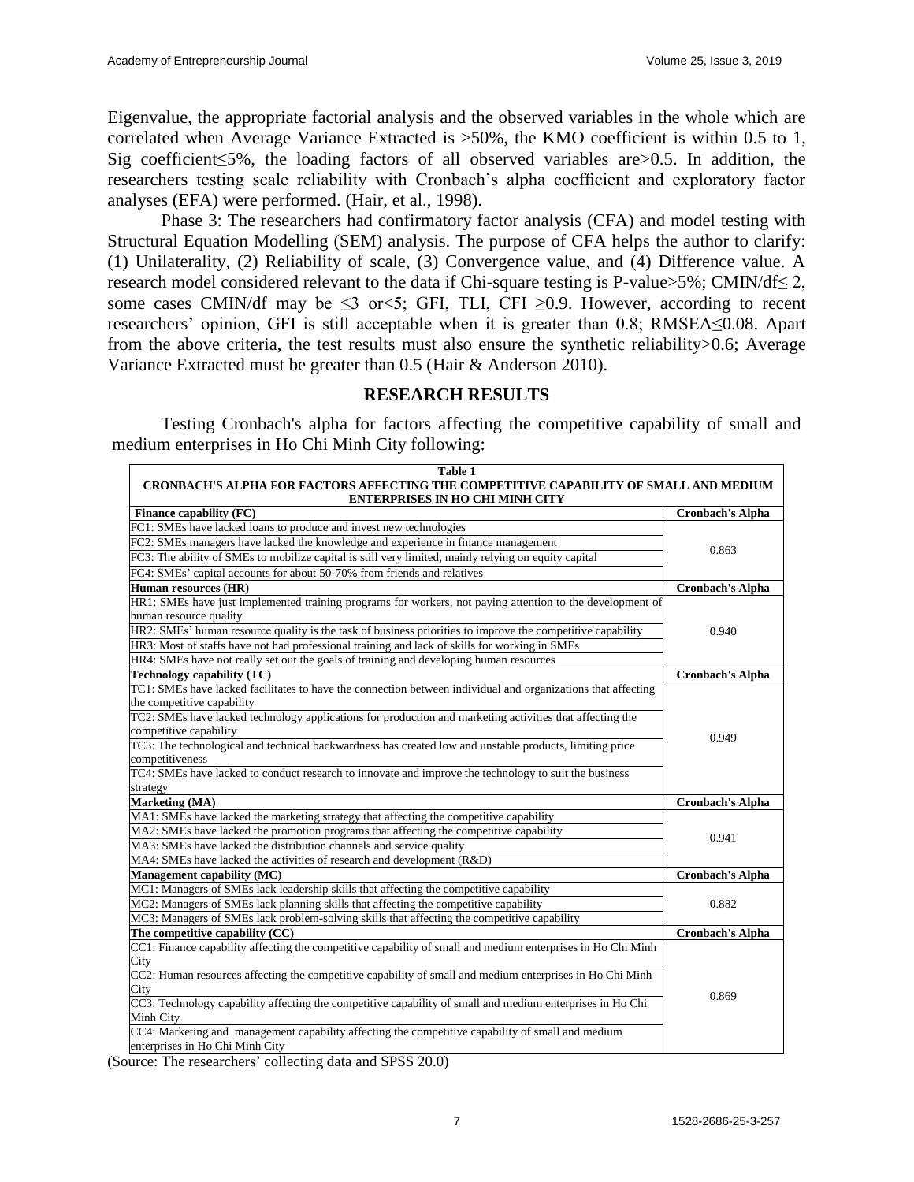Eigenvalue, the appropriate factorial analysis and the observed variables in the whole which are correlated when Average Variance Extracted is >50%, the KMO coefficient is within 0.5 to 1, Sig coefficient≤5%, the loading factors of all observed variables are>0.5. In addition, the researchers testing scale reliability with Cronbach's alpha coefficient and exploratory factor analyses (EFA) were performed. (Hair, et al., 1998).

Phase 3: The researchers had confirmatory factor analysis (CFA) and model testing with Structural Equation Modelling (SEM) analysis. The purpose of CFA helps the author to clarify: (1) Unilaterality, (2) Reliability of scale, (3) Convergence value, and (4) Difference value. A research model considered relevant to the data if Chi-square testing is P-value>5%; CMIN/df≤ 2, some cases CMIN/df may be ≤3 or<5; GFI, TLI, CFI ≥0.9. However, according to recent researchers' opinion, GFI is still acceptable when it is greater than 0.8; RMSEA≤0.08. Apart from the above criteria, the test results must also ensure the synthetic reliability>0.6; Average Variance Extracted must be greater than 0.5 (Hair & Anderson 2010).

## RESEARCH RESULTS

Testing Cronbach's alpha for factors affecting the competitive capability of small and medium enterprises in Ho Chi Minh City following:

**Table 1**
**CRONBACH'S ALPHA FOR FACTORS AFFECTING THE COMPETITIVE CAPABILITY OF SMALL AND MEDIUM ENTERPRISES IN HO CHI MINH CITY**

| **Finance capability (FC)** | **Cronbach's Alpha** |
|---|---|
| FC1: SMEs have lacked loans to produce and invest new technologies | 0.863 |
| FC2: SMEs managers have lacked the knowledge and experience in finance management | |
| FC3: The ability of SMEs to mobilize capital is still very limited, mainly relying on equity capital | |
| FC4: SMEs' capital accounts for about 50-70% from friends and relatives | |
| **Human resources (HR)** | **Cronbach's Alpha** |
| HR1: SMEs have just implemented training programs for workers, not paying attention to the development of human resource quality | 0.940 |
| HR2: SMEs' human resource quality is the task of business priorities to improve the competitive capability | |
| HR3: Most of staffs have not had professional training and lack of skills for working in SMEs | |
| HR4: SMEs have not really set out the goals of training and developing human resources | |
| **Technology capability (TC)** | **Cronbach's Alpha** |
| TC1: SMEs have lacked facilitates to have the connection between individual and organizations that affecting the competitive capability | 0.949 |
| TC2: SMEs have lacked technology applications for production and marketing activities that affecting the competitive capability | |
| TC3: The technological and technical backwardness has created low and unstable products, limiting price competitiveness | |
| TC4: SMEs have lacked to conduct research to innovate and improve the technology to suit the business strategy | |
| **Marketing (MA)** | **Cronbach's Alpha** |
| MA1: SMEs have lacked the marketing strategy that affecting the competitive capability | 0.941 |
| MA2: SMEs have lacked the promotion programs that affecting the competitive capability | |
| MA3: SMEs have lacked the distribution channels and service quality | |
| MA4: SMEs have lacked the activities of research and development (R&D) | |
| **Management capability (MC)** | **Cronbach's Alpha** |
| MC1: Managers of SMEs lack leadership skills that affecting the competitive capability | 0.882 |
| MC2: Managers of SMEs lack planning skills that affecting the competitive capability | |
| MC3: Managers of SMEs lack problem-solving skills that affecting the competitive capability | |
| **The competitive capability (CC)** | **Cronbach's Alpha** |
| CC1: Finance capability affecting the competitive capability of small and medium enterprises in Ho Chi Minh City | 0.869 |
| CC2: Human resources affecting the competitive capability of small and medium enterprises in Ho Chi Minh City | |
| CC3: Technology capability affecting the competitive capability of small and medium enterprises in Ho Chi Minh City | |
| CC4: Marketing and management capability affecting the competitive capability of small and medium enterprises in Ho Chi Minh City | |

(Source: The researchers' collecting data and SPSS 20.0)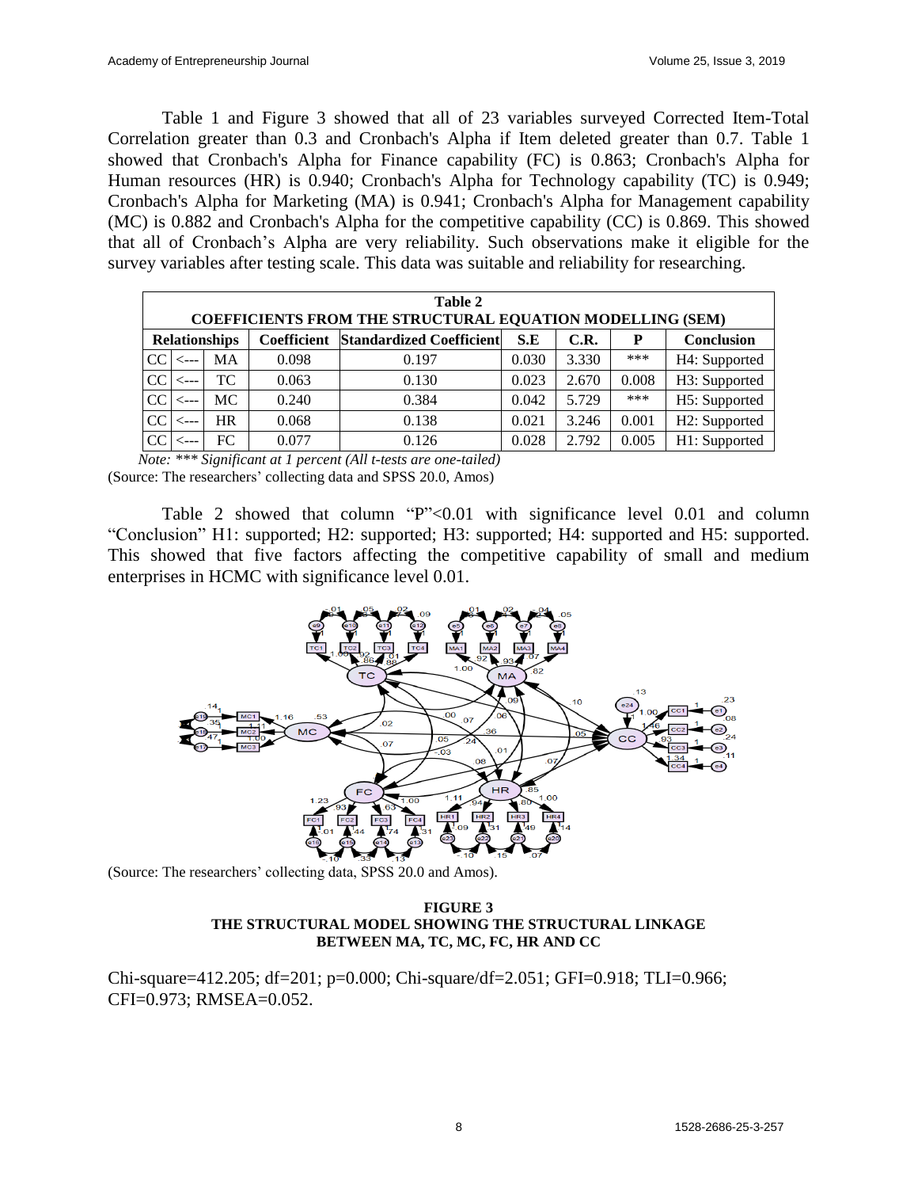Table 1 and Figure 3 showed that all of 23 variables surveyed Corrected Item-Total Correlation greater than 0.3 and Cronbach's Alpha if Item deleted greater than 0.7. Table 1 showed that Cronbach's Alpha for Finance capability (FC) is 0.863; Cronbach's Alpha for Human resources (HR) is 0.940; Cronbach's Alpha for Technology capability (TC) is 0.949; Cronbach's Alpha for Marketing (MA) is 0.941; Cronbach's Alpha for Management capability (MC) is 0.882 and Cronbach's Alpha for the competitive capability (CC) is 0.869. This showed that all of Cronbach's Alpha are very reliability. Such observations make it eligible for the survey variables after testing scale. This data was suitable and reliability for researching.

**Table 2**
**COEFFICIENTS FROM THE STRUCTURAL EQUATION MODELLING (SEM)**

| Relationships | | | Coefficient | Standardized Coefficient | S.E | C.R. | P | Conclusion |
|---|---|---|---|---|---|---|---|---|
| CC | <--- | MA | 0.098 | 0.197 | 0.030 | 3.330 | *** | H4: Supported |
| CC | <--- | TC | 0.063 | 0.130 | 0.023 | 2.670 | 0.008 | H3: Supported |
| CC | <--- | MC | 0.240 | 0.384 | 0.042 | 5.729 | *** | H5: Supported |
| CC | <--- | HR | 0.068 | 0.138 | 0.021 | 3.246 | 0.001 | H2: Supported |
| CC | <--- | FC | 0.077 | 0.126 | 0.028 | 2.792 | 0.005 | H1: Supported |

*Note: *** Significant at 1 percent (All t-tests are one-tailed)*

(Source: The researchers' collecting data and SPSS 20.0, Amos)

Table 2 showed that column "P"<0.01 with significance level 0.01 and column "Conclusion" H1: supported; H2: supported; H3: supported; H4: supported and H5: supported. This showed that five factors affecting the competitive capability of small and medium enterprises in HCMC with significance level 0.01.

(Source: The researchers' collecting data, SPSS 20.0 and Amos).

**FIGURE 3**
**THE STRUCTURAL MODEL SHOWING THE STRUCTURAL LINKAGE BETWEEN MA, TC, MC, FC, HR AND CC**

Chi-square=412.205; df=201; p=0.000; Chi-square/df=2.051; GFI=0.918; TLI=0.966; CFI=0.973; RMSEA=0.052.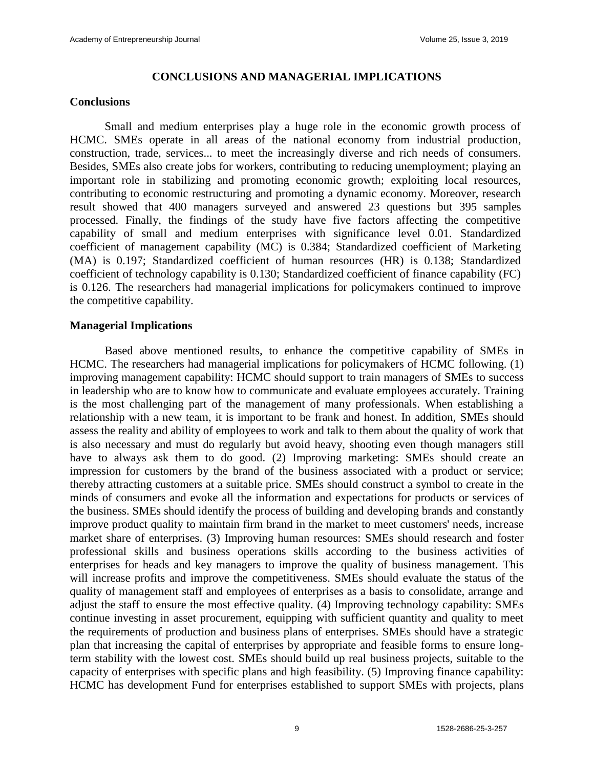## CONCLUSIONS AND MANAGERIAL IMPLICATIONS

### Conclusions

Small and medium enterprises play a huge role in the economic growth process of HCMC. SMEs operate in all areas of the national economy from industrial production, construction, trade, services... to meet the increasingly diverse and rich needs of consumers. Besides, SMEs also create jobs for workers, contributing to reducing unemployment; playing an important role in stabilizing and promoting economic growth; exploiting local resources, contributing to economic restructuring and promoting a dynamic economy. Moreover, research result showed that 400 managers surveyed and answered 23 questions but 395 samples processed. Finally, the findings of the study have five factors affecting the competitive capability of small and medium enterprises with significance level 0.01. Standardized coefficient of management capability (MC) is 0.384; Standardized coefficient of Marketing (MA) is 0.197; Standardized coefficient of human resources (HR) is 0.138; Standardized coefficient of technology capability is 0.130; Standardized coefficient of finance capability (FC) is 0.126. The researchers had managerial implications for policymakers continued to improve the competitive capability.

### Managerial Implications

Based above mentioned results, to enhance the competitive capability of SMEs in HCMC. The researchers had managerial implications for policymakers of HCMC following. (1) improving management capability: HCMC should support to train managers of SMEs to success in leadership who are to know how to communicate and evaluate employees accurately. Training is the most challenging part of the management of many professionals. When establishing a relationship with a new team, it is important to be frank and honest. In addition, SMEs should assess the reality and ability of employees to work and talk to them about the quality of work that is also necessary and must do regularly but avoid heavy, shooting even though managers still have to always ask them to do good. (2) Improving marketing: SMEs should create an impression for customers by the brand of the business associated with a product or service; thereby attracting customers at a suitable price. SMEs should construct a symbol to create in the minds of consumers and evoke all the information and expectations for products or services of the business. SMEs should identify the process of building and developing brands and constantly improve product quality to maintain firm brand in the market to meet customers' needs, increase market share of enterprises. (3) Improving human resources: SMEs should research and foster professional skills and business operations skills according to the business activities of enterprises for heads and key managers to improve the quality of business management. This will increase profits and improve the competitiveness. SMEs should evaluate the status of the quality of management staff and employees of enterprises as a basis to consolidate, arrange and adjust the staff to ensure the most effective quality. (4) Improving technology capability: SMEs continue investing in asset procurement, equipping with sufficient quantity and quality to meet the requirements of production and business plans of enterprises. SMEs should have a strategic plan that increasing the capital of enterprises by appropriate and feasible forms to ensure long-term stability with the lowest cost. SMEs should build up real business projects, suitable to the capacity of enterprises with specific plans and high feasibility. (5) Improving finance capability: HCMC has development Fund for enterprises established to support SMEs with projects, plans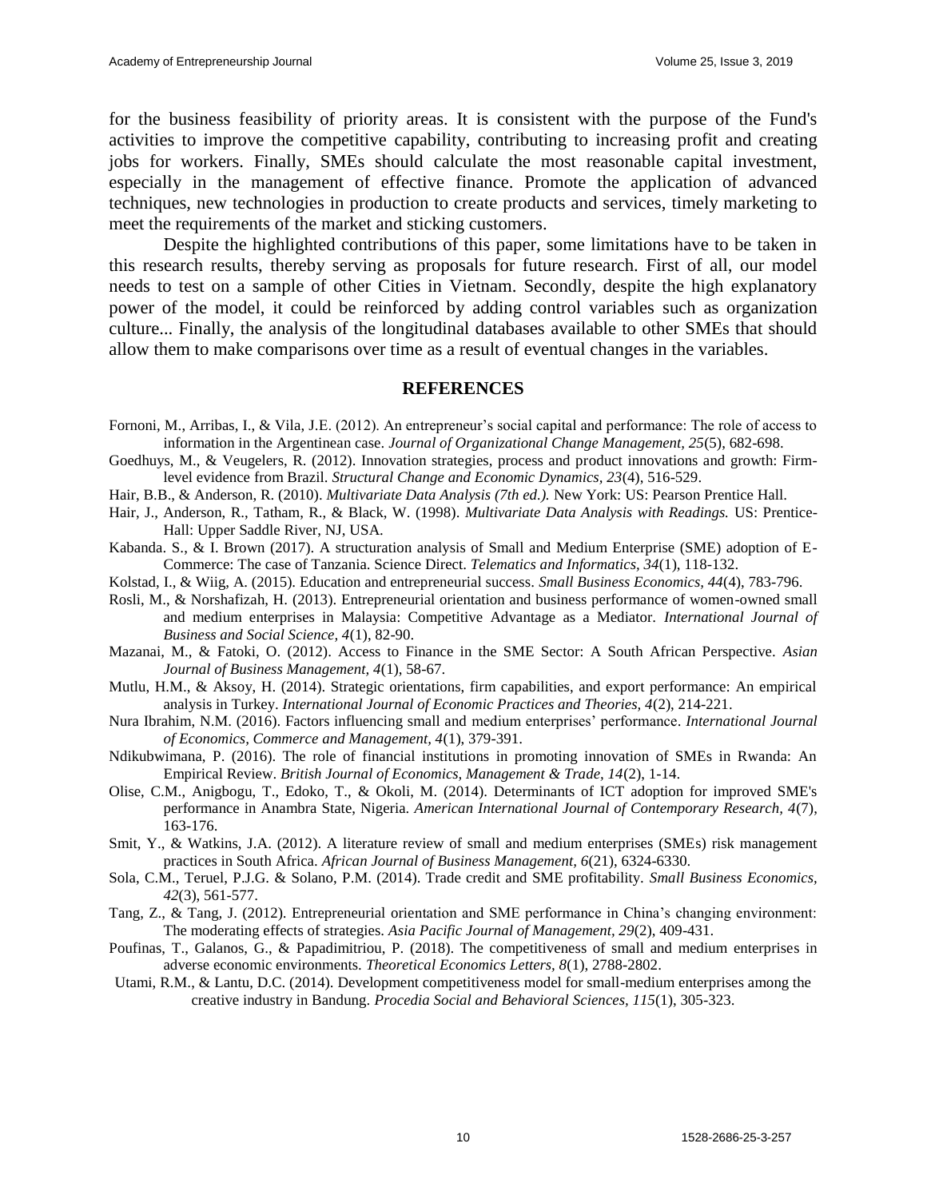for the business feasibility of priority areas. It is consistent with the purpose of the Fund's activities to improve the competitive capability, contributing to increasing profit and creating jobs for workers. Finally, SMEs should calculate the most reasonable capital investment, especially in the management of effective finance. Promote the application of advanced techniques, new technologies in production to create products and services, timely marketing to meet the requirements of the market and sticking customers.

Despite the highlighted contributions of this paper, some limitations have to be taken in this research results, thereby serving as proposals for future research. First of all, our model needs to test on a sample of other Cities in Vietnam. Secondly, despite the high explanatory power of the model, it could be reinforced by adding control variables such as organization culture... Finally, the analysis of the longitudinal databases available to other SMEs that should allow them to make comparisons over time as a result of eventual changes in the variables.

## REFERENCES

Fornoni, M., Arribas, I., & Vila, J.E. (2012). An entrepreneur's social capital and performance: The role of access to information in the Argentinean case. *Journal of Organizational Change Management, 25*(5), 682-698.

Goedhuys, M., & Veugelers, R. (2012). Innovation strategies, process and product innovations and growth: Firm-level evidence from Brazil. *Structural Change and Economic Dynamics, 23*(4), 516-529.

Hair, B.B., & Anderson, R. (2010). *Multivariate Data Analysis (7th ed.).* New York: US: Pearson Prentice Hall.

Hair, J., Anderson, R., Tatham, R., & Black, W. (1998). *Multivariate Data Analysis with Readings.* US: Prentice-Hall: Upper Saddle River, NJ, USA.

Kabanda. S., & I. Brown (2017). A structuration analysis of Small and Medium Enterprise (SME) adoption of E-Commerce: The case of Tanzania. Science Direct. *Telematics and Informatics, 34*(1), 118-132.

Kolstad, I., & Wiig, A. (2015). Education and entrepreneurial success. *Small Business Economics, 44*(4), 783-796.

Rosli, M., & Norshafizah, H. (2013). Entrepreneurial orientation and business performance of women-owned small and medium enterprises in Malaysia: Competitive Advantage as a Mediator. *International Journal of Business and Social Science, 4*(1), 82-90.

Mazanai, M., & Fatoki, O. (2012). Access to Finance in the SME Sector: A South African Perspective. *Asian Journal of Business Management, 4*(1), 58-67.

Mutlu, H.M., & Aksoy, H. (2014). Strategic orientations, firm capabilities, and export performance: An empirical analysis in Turkey. *International Journal of Economic Practices and Theories, 4*(2), 214-221.

Nura Ibrahim, N.M. (2016). Factors influencing small and medium enterprises' performance. *International Journal of Economics, Commerce and Management, 4*(1), 379-391.

Ndikubwimana, P. (2016). The role of financial institutions in promoting innovation of SMEs in Rwanda: An Empirical Review. *British Journal of Economics, Management & Trade, 14*(2), 1-14.

Olise, C.M., Anigbogu, T., Edoko, T., & Okoli, M. (2014). Determinants of ICT adoption for improved SME's performance in Anambra State, Nigeria. *American International Journal of Contemporary Research, 4*(7), 163-176.

Smit, Y., & Watkins, J.A. (2012). A literature review of small and medium enterprises (SMEs) risk management practices in South Africa. *African Journal of Business Management, 6*(21), 6324-6330.

Sola, C.M., Teruel, P.J.G. & Solano, P.M. (2014). Trade credit and SME profitability. *Small Business Economics, 42*(3), 561-577.

Tang, Z., & Tang, J. (2012). Entrepreneurial orientation and SME performance in China's changing environment: The moderating effects of strategies. *Asia Pacific Journal of Management, 29*(2), 409-431.

Poufinas, T., Galanos, G., & Papadimitriou, P. (2018). The competitiveness of small and medium enterprises in adverse economic environments. *Theoretical Economics Letters, 8*(1), 2788-2802.

Utami, R.M., & Lantu, D.C. (2014). Development competitiveness model for small-medium enterprises among the creative industry in Bandung. *Procedia Social and Behavioral Sciences, 115*(1), 305-323.